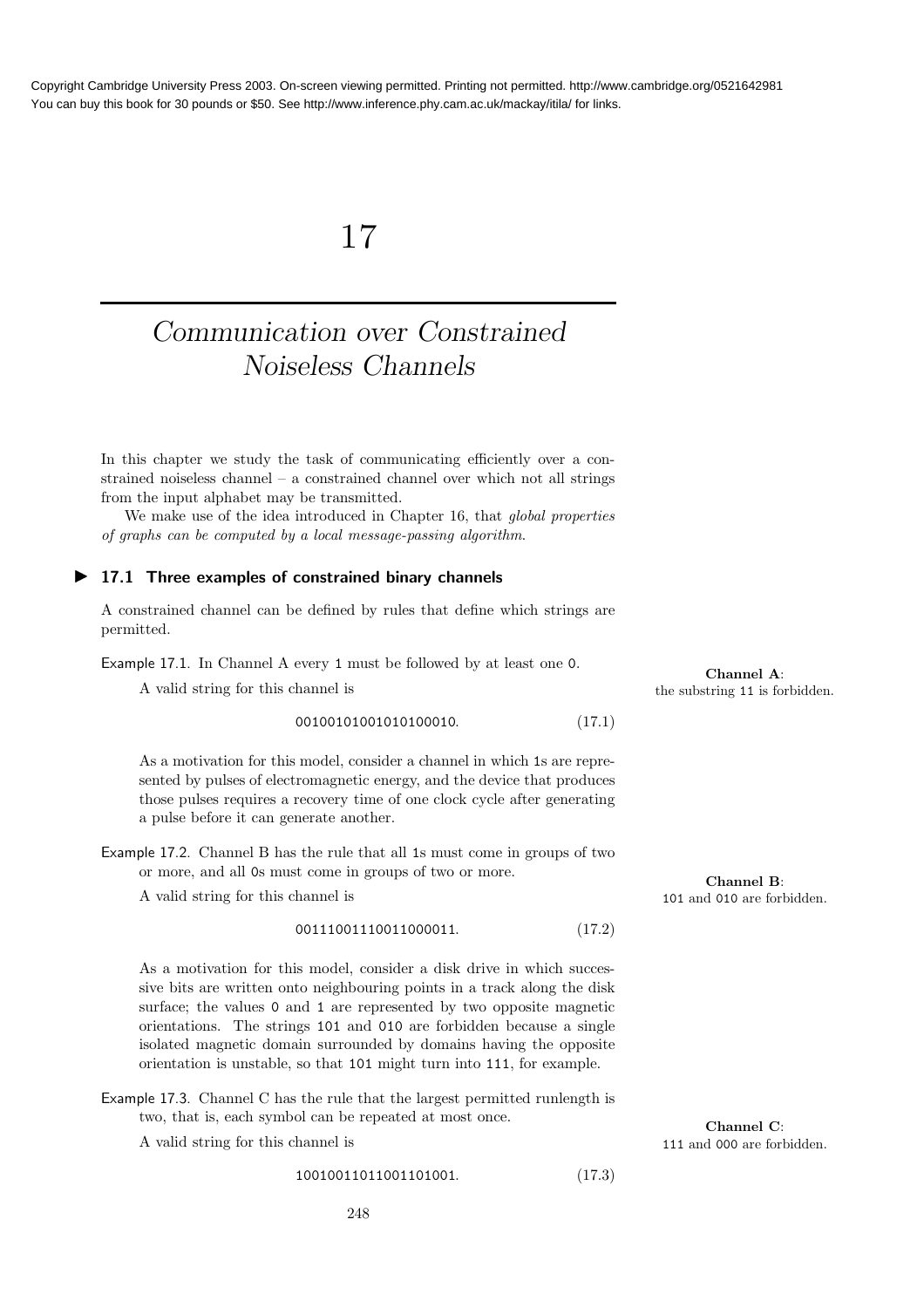# 17

# *Communication over Constrained Noiseless Channels*

In this chapter we study the task of communicating efficiently over a constrained noiseless channel – a constrained channel over which not all strings from the input alphabet may be transmitted.

We make use of the idea introduced in Chapter 16, that *global properties of graphs can be computed by a local message-passing algorithm*.

## 17.1 Three examples of constrained binary channels

A constrained channel can be defined by rules that define which strings are permitted.

Example 17.1. In Channel A every 1 must be followed by at least one 0.

**Channel A**: the substring 11 is forbidden.

A valid string for this channel is

$$00100101001010100010. \tag{17.1}$$

As a motivation for this model, consider a channel in which 1s are represented by pulses of electromagnetic energy, and the device that produces those pulses requires a recovery time of one clock cycle after generating a pulse before it can generate another.

Example 17.2. Channel B has the rule that all 1s must come in groups of two or more, and all 0s must come in groups of two or more.

**Channel B**: 101 and 010 are forbidden.

A valid string for this channel is

$$00111001110011000011. \tag{17.2}$$

As a motivation for this model, consider a disk drive in which successive bits are written onto neighbouring points in a track along the disk surface; the values 0 and 1 are represented by two opposite magnetic orientations. The strings 101 and 010 are forbidden because a single isolated magnetic domain surrounded by domains having the opposite orientation is unstable, so that 101 might turn into 111, for example.

Example 17.3. Channel C has the rule that the largest permitted runlength is two, that is, each symbol can be repeated at most once.

**Channel C**: 111 and 000 are forbidden.

A valid string for this channel is

$$10010011011001101001. \tag{17.3}$$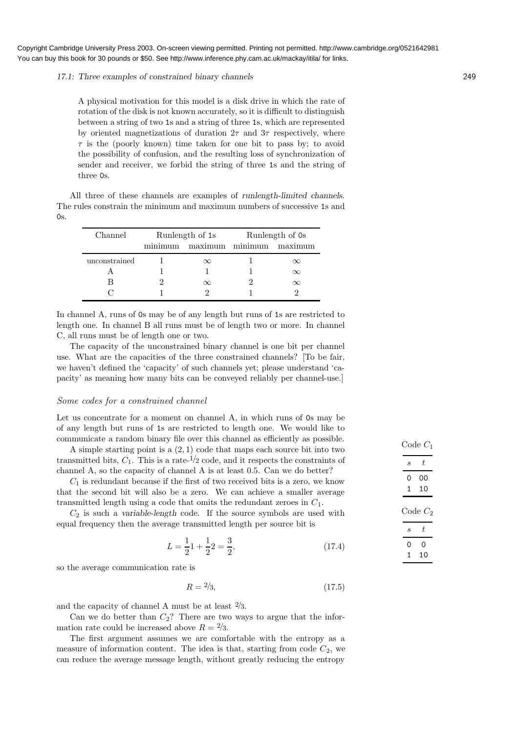A physical motivation for this model is a disk drive in which the rate of rotation of the disk is not known accurately, so it is difficult to distinguish between a string of two 1s and a string of three 1s, which are represented by oriented magnetizations of duration $2\tau$ and $3\tau$ respectively, where $\tau$ is the (poorly known) time taken for one bit to pass by; to avoid the possibility of confusion, and the resulting loss of synchronization of sender and receiver, we forbid the string of three 1s and the string of three 0s.

All three of these channels are examples of *runlength-limited channels*. The rules constrain the minimum and maximum numbers of successive 1s and 0s.

| Channel | Runlength of 1s | | Runlength of 0s | |
|---|---|---|---|---|
| | minimum | maximum | minimum | maximum |
| unconstrained | 1 | $\infty$ | 1 | $\infty$ |
| A | 1 | 1 | 1 | $\infty$ |
| B | 2 | $\infty$ | 2 | $\infty$ |
| C | 1 | 2 | 1 | 2 |

In channel A, runs of 0s may be of any length but runs of 1s are restricted to length one. In channel B all runs must be of length two or more. In channel C, all runs must be of length one or two.

The capacity of the unconstrained binary channel is one bit per channel use. What are the capacities of the three constrained channels? [To be fair, we haven't defined the 'capacity' of such channels yet; please understand 'capacity' as meaning how many bits can be conveyed reliably per channel-use.]

### *Some codes for a constrained channel*

Let us concentrate for a moment on channel A, in which runs of 0s may be of any length but runs of 1s are restricted to length one. We would like to communicate a random binary file over this channel as efficiently as possible.

A simple starting point is a $(2, 1)$ code that maps each source bit into two transmitted bits, $C_1$. This is a rate-$1/2$ code, and it respects the constraints of channel A, so the capacity of channel A is at least 0.5. Can we do better?

Code $C_1$

| $s$ | $t$ |
|---|---|
| 0 | 00 |
| 1 | 10 |

$C_1$ is redundant because if the first of two received bits is a zero, we know that the second bit will also be a zero. We can achieve a smaller average transmitted length using a code that omits the redundant zeroes in $C_1$.

Code $C_2$

| $s$ | $t$ |
|---|---|
| 0 | 0 |
| 1 | 10 |

$C_2$ is such a *variable-length* code. If the source symbols are used with equal frequency then the average transmitted length per source bit is

$$L = \frac{1}{2}1 + \frac{1}{2}2 = \frac{3}{2}, \tag{17.4}$$

so the average communication rate is

$$R = 2/3, \tag{17.5}$$

and the capacity of channel A must be at least $2/3$.

Can we do better than $C_2$? There are two ways to argue that the information rate could be increased above $R = 2/3$.

The first argument assumes we are comfortable with the entropy as a measure of information content. The idea is that, starting from code $C_2$, we can reduce the average message length, without greatly reducing the entropy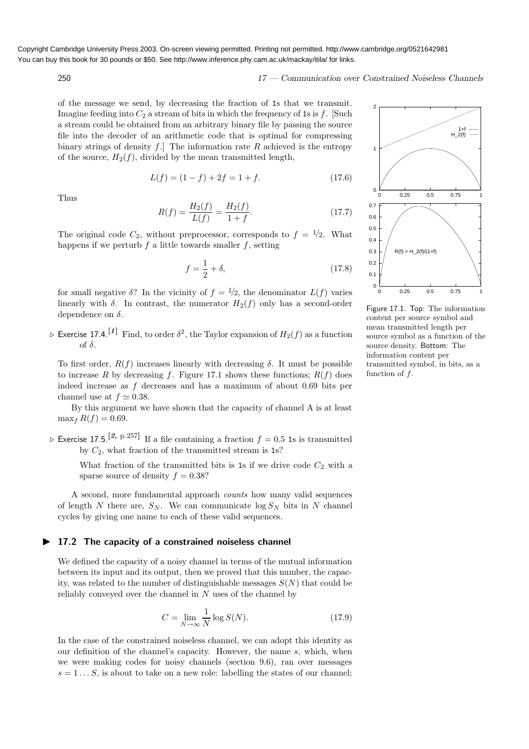of the message we send, by decreasing the fraction of 1s that we transmit. Imagine feeding into $C_2$ a stream of bits in which the frequency of 1s is $f$. [Such a stream could be obtained from an arbitrary binary file by passing the source file into the decoder of an arithmetic code that is optimal for compressing binary strings of density $f$.] The information rate $R$ achieved is the entropy of the source, $H_2(f)$, divided by the mean transmitted length,

$$L(f) = (1 - f) + 2f = 1 + f. \tag{17.6}$$

Thus

$$R(f) = \frac{H_2(f)}{L(f)} = \frac{H_2(f)}{1 + f}. \tag{17.7}$$

The original code $C_2$, without preprocessor, corresponds to $f = 1/2$. What happens if we perturb $f$ a little towards smaller $f$, setting

$$f = \frac{1}{2} + \delta, \tag{17.8}$$

for small negative $\delta$? In the vicinity of $f = 1/2$, the denominator $L(f)$ varies linearly with $\delta$. In contrast, the numerator $H_2(f)$ only has a second-order dependence on $\delta$.

▷ Exercise 17.4.[1] Find, to order $\delta^2$, the Taylor expansion of $H_2(f)$ as a function of $\delta$.

To first order, $R(f)$ increases linearly with decreasing $\delta$. It must be possible to increase $R$ by decreasing $f$. Figure 17.1 shows these functions; $R(f)$ does indeed increase as $f$ decreases and has a maximum of about 0.69 bits per channel use at $f \simeq 0.38$.

By this argument we have shown that the capacity of channel A is at least $\max_f R(f) = 0.69$.

Figure 17.1. Top: The information content per source symbol and mean transmitted length per source symbol as a function of the source density. Bottom: The information content per transmitted symbol, in bits, as a function of $f$.

▷ Exercise 17.5.[2, p.257] If a file containing a fraction $f = 0.5$ 1s is transmitted by $C_2$, what fraction of the transmitted stream is 1s?

What fraction of the transmitted bits is 1s if we drive code $C_2$ with a sparse source of density $f = 0.38$?

A second, more fundamental approach *counts* how many valid sequences of length $N$ there are, $S_N$. We can communicate $\log S_N$ bits in $N$ channel cycles by giving one name to each of these valid sequences.

## 17.2 The capacity of a constrained noiseless channel

We defined the capacity of a noisy channel in terms of the mutual information between its input and its output, then we proved that this number, the capacity, was related to the number of distinguishable messages $S(N)$ that could be reliably conveyed over the channel in $N$ uses of the channel by

$$C = \lim_{N \to \infty} \frac{1}{N} \log S(N). \tag{17.9}$$

In the case of the constrained noiseless channel, we can adopt this identity as our definition of the channel's capacity. However, the name $s$, which, when we were making codes for noisy channels (section 9.6), ran over messages $s = 1 \ldots S$, is about to take on a new role: labelling the states of our channel;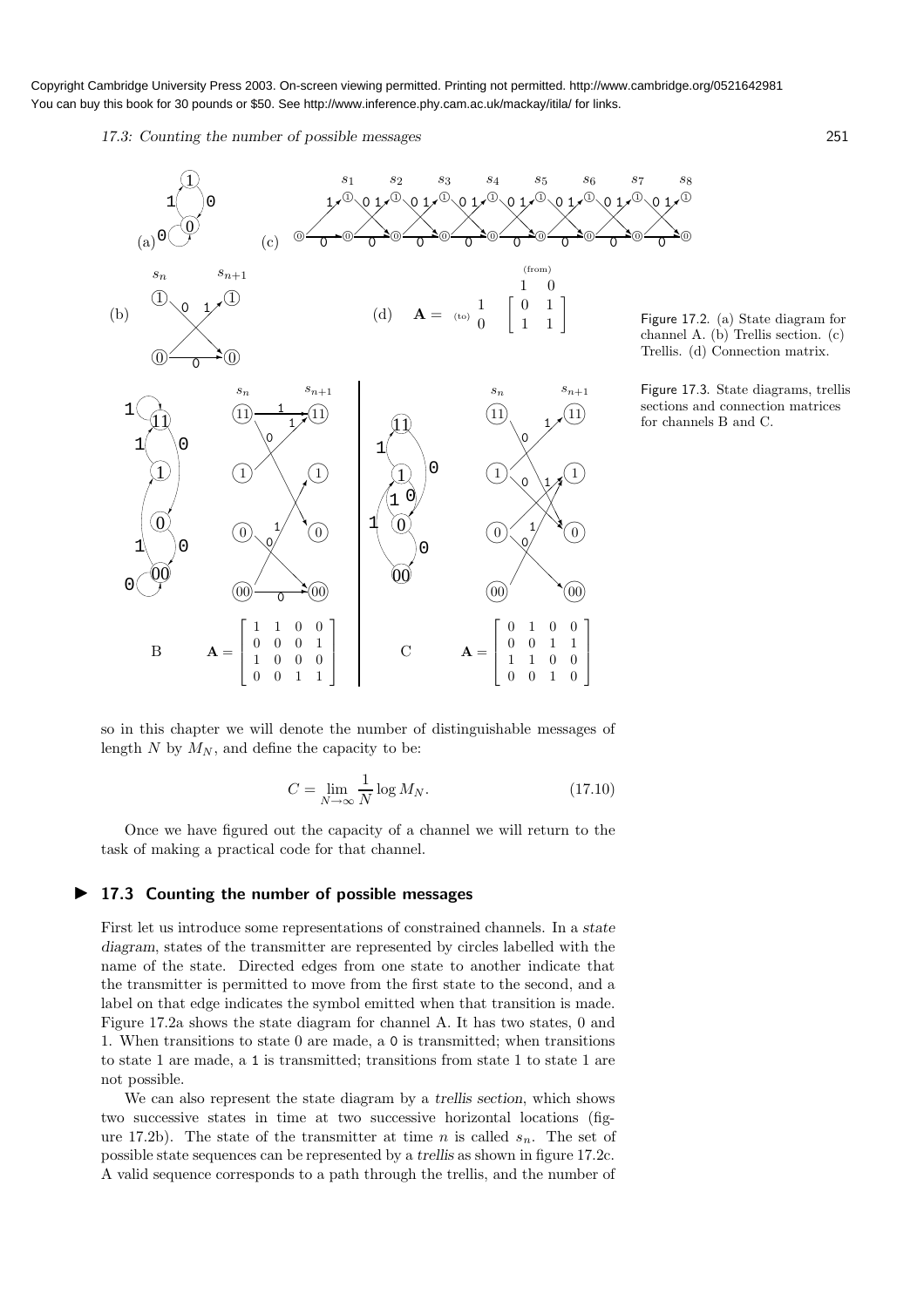Copyright Cambridge University Press 2003. On-screen viewing permitted. Printing not permitted. http://www.cambridge.org/0521642981
You can buy this book for 30 pounds or $50. See http://www.inference.phy.cam.ac.uk/mackay/itila/ for links.

(d) $\mathbf{A} = \begin{bmatrix} 0 & 1 \\ 1 & 1 \end{bmatrix}$ (rows: to 1, 0; columns: from 1, 0)

Figure 17.2. (a) State diagram for channel A. (b) Trellis section. (c) Trellis. (d) Connection matrix.

B $\quad \mathbf{A} = \begin{bmatrix} 1 & 1 & 0 & 0 \\ 0 & 0 & 0 & 1 \\ 1 & 0 & 0 & 0 \\ 0 & 0 & 1 & 1 \end{bmatrix}$

C $\quad \mathbf{A} = \begin{bmatrix} 0 & 1 & 0 & 0 \\ 0 & 0 & 1 & 1 \\ 1 & 1 & 0 & 0 \\ 0 & 0 & 1 & 0 \end{bmatrix}$

Figure 17.3. State diagrams, trellis sections and connection matrices for channels B and C.

so in this chapter we will denote the number of distinguishable messages of length $N$ by $M_N$, and define the capacity to be:

$$C = \lim_{N \to \infty} \frac{1}{N} \log M_N. \tag{17.10}$$

Once we have figured out the capacity of a channel we will return to the task of making a practical code for that channel.

## ▶ 17.3 Counting the number of possible messages

First let us introduce some representations of constrained channels. In a *state diagram*, states of the transmitter are represented by circles labelled with the name of the state. Directed edges from one state to another indicate that the transmitter is permitted to move from the first state to the second, and a label on that edge indicates the symbol emitted when that transition is made. Figure 17.2a shows the state diagram for channel A. It has two states, 0 and 1. When transitions to state 0 are made, a 0 is transmitted; when transitions to state 1 are made, a 1 is transmitted; transitions from state 1 to state 1 are not possible.

We can also represent the state diagram by a *trellis section*, which shows two successive states in time at two successive horizontal locations (figure 17.2b). The state of the transmitter at time $n$ is called $s_n$. The set of possible state sequences can be represented by a *trellis* as shown in figure 17.2c. A valid sequence corresponds to a path through the trellis, and the number of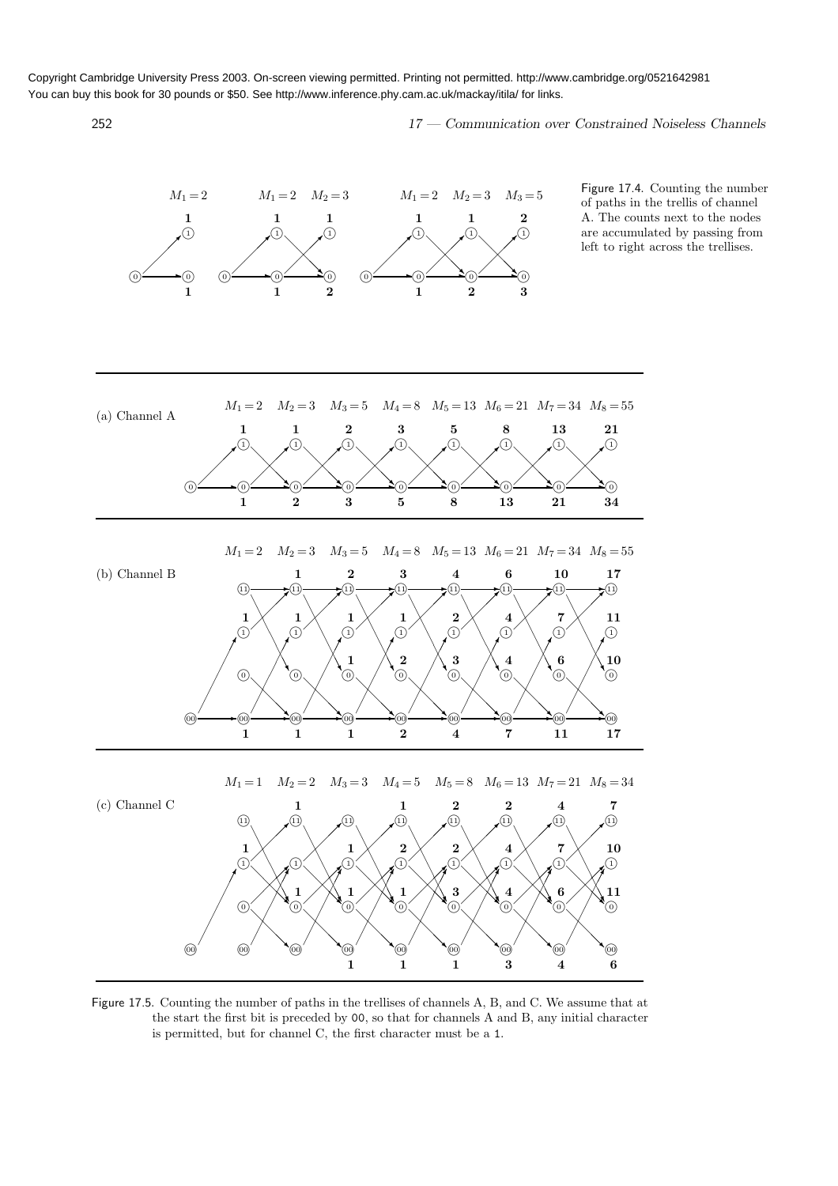Copyright Cambridge University Press 2003. On-screen viewing permitted. Printing not permitted. http://www.cambridge.org/0521642981
You can buy this book for 30 pounds or $50. See http://www.inference.phy.cam.ac.uk/mackay/itila/ for links.

Figure 17.4. Counting the number of paths in the trellis of channel A. The counts next to the nodes are accumulated by passing from left to right across the trellises.

Figure 17.5. Counting the number of paths in the trellises of channels A, B, and C. We assume that at the start the first bit is preceded by 00, so that for channels A and B, any initial character is permitted, but for channel C, the first character must be a 1.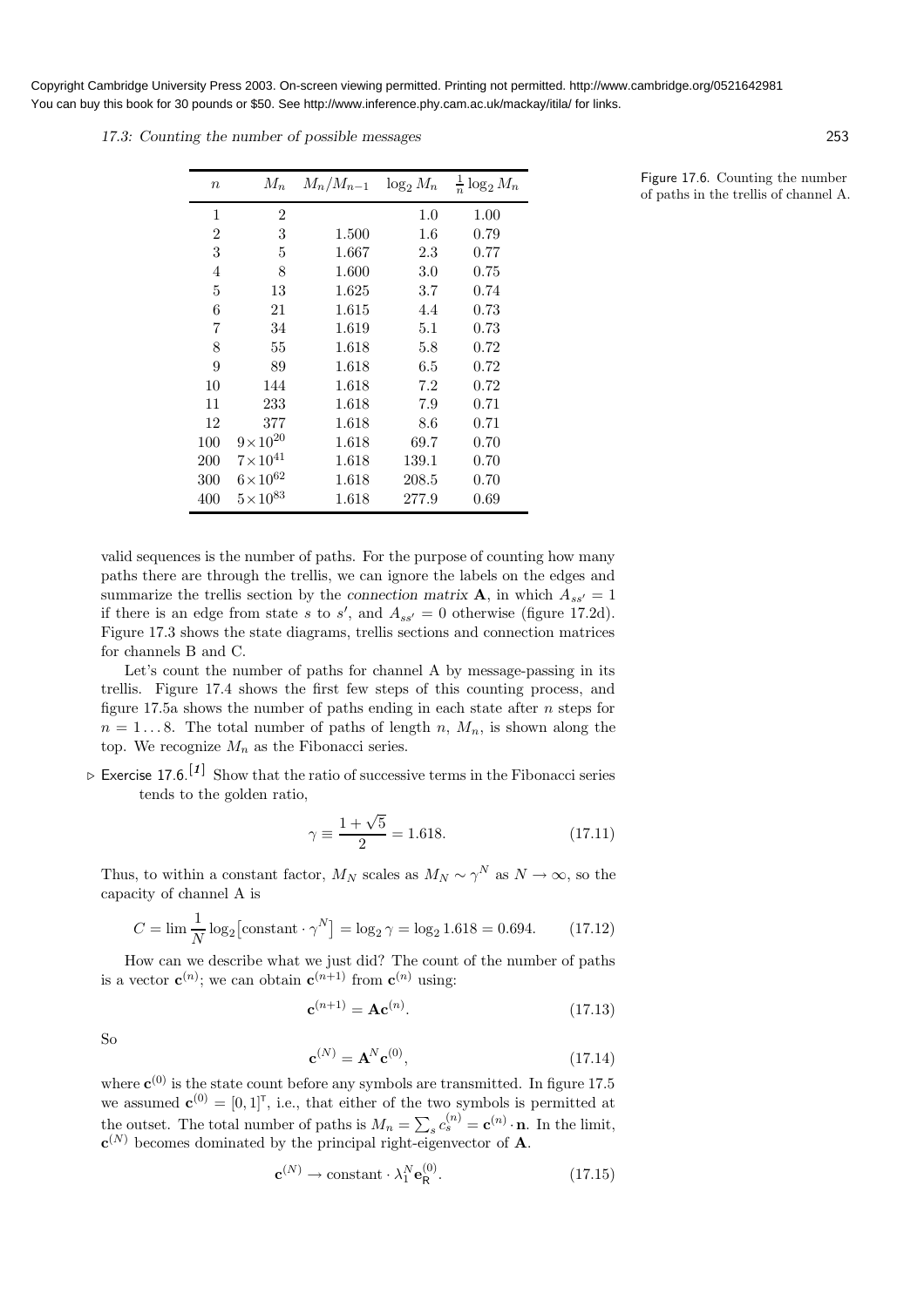| $n$ | $M_n$ | $M_n/M_{n-1}$ | $\log_2 M_n$ | $\frac{1}{n}\log_2 M_n$ |
|---|---|---|---|---|
| 1 | 2 | | 1.0 | 1.00 |
| 2 | 3 | 1.500 | 1.6 | 0.79 |
| 3 | 5 | 1.667 | 2.3 | 0.77 |
| 4 | 8 | 1.600 | 3.0 | 0.75 |
| 5 | 13 | 1.625 | 3.7 | 0.74 |
| 6 | 21 | 1.615 | 4.4 | 0.73 |
| 7 | 34 | 1.619 | 5.1 | 0.73 |
| 8 | 55 | 1.618 | 5.8 | 0.72 |
| 9 | 89 | 1.618 | 6.5 | 0.72 |
| 10 | 144 | 1.618 | 7.2 | 0.72 |
| 11 | 233 | 1.618 | 7.9 | 0.71 |
| 12 | 377 | 1.618 | 8.6 | 0.71 |
| 100 | $9\times10^{20}$ | 1.618 | 69.7 | 0.70 |
| 200 | $7\times10^{41}$ | 1.618 | 139.1 | 0.70 |
| 300 | $6\times10^{62}$ | 1.618 | 208.5 | 0.70 |
| 400 | $5\times10^{83}$ | 1.618 | 277.9 | 0.69 |

Figure 17.6. Counting the number of paths in the trellis of channel A.

valid sequences is the number of paths. For the purpose of counting how many paths there are through the trellis, we can ignore the labels on the edges and summarize the trellis section by the *connection matrix* $\mathbf{A}$, in which $A_{ss'} = 1$ if there is an edge from state $s$ to $s'$, and $A_{ss'} = 0$ otherwise (figure 17.2d). Figure 17.3 shows the state diagrams, trellis sections and connection matrices for channels B and C.

Let's count the number of paths for channel A by message-passing in its trellis. Figure 17.4 shows the first few steps of this counting process, and figure 17.5a shows the number of paths ending in each state after $n$ steps for $n = 1 \ldots 8$. The total number of paths of length $n$, $M_n$, is shown along the top. We recognize $M_n$ as the Fibonacci series.

▷ Exercise 17.6.[1] Show that the ratio of successive terms in the Fibonacci series tends to the golden ratio,

$$\gamma \equiv \frac{1+\sqrt{5}}{2} = 1.618. \tag{17.11}$$

Thus, to within a constant factor, $M_N$ scales as $M_N \sim \gamma^N$ as $N \to \infty$, so the capacity of channel A is

$$C = \lim \frac{1}{N} \log_2 \left[\text{constant} \cdot \gamma^N\right] = \log_2 \gamma = \log_2 1.618 = 0.694. \tag{17.12}$$

How can we describe what we just did? The count of the number of paths is a vector $\mathbf{c}^{(n)}$; we can obtain $\mathbf{c}^{(n+1)}$ from $\mathbf{c}^{(n)}$ using:

$$\mathbf{c}^{(n+1)} = \mathbf{A}\mathbf{c}^{(n)}. \tag{17.13}$$

So

$$\mathbf{c}^{(N)} = \mathbf{A}^N \mathbf{c}^{(0)}, \tag{17.14}$$

where $\mathbf{c}^{(0)}$ is the state count before any symbols are transmitted. In figure 17.5 we assumed $\mathbf{c}^{(0)} = [0, 1]^{\mathsf{T}}$, i.e., that either of the two symbols is permitted at the outset. The total number of paths is $M_n = \sum_s c_s^{(n)} = \mathbf{c}^{(n)} \cdot \mathbf{n}$. In the limit, $\mathbf{c}^{(N)}$ becomes dominated by the principal right-eigenvector of $\mathbf{A}$.

$$\mathbf{c}^{(N)} \to \text{constant} \cdot \lambda_1^N \mathbf{e}_{\mathsf{R}}^{(0)}. \tag{17.15}$$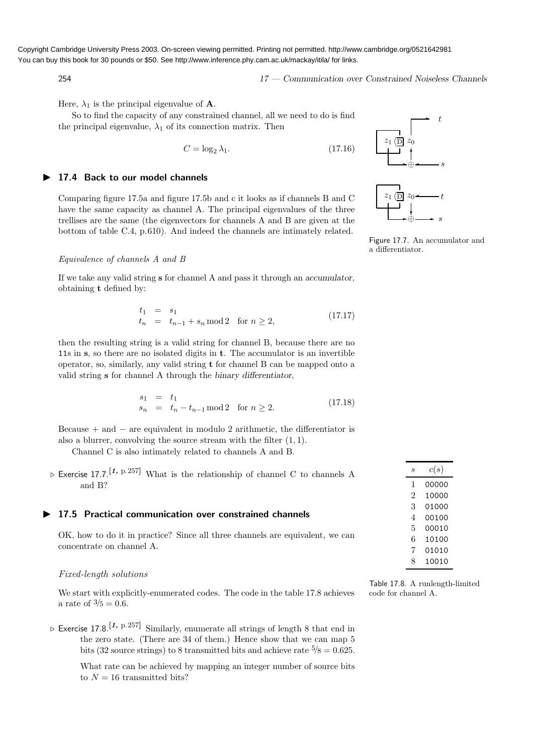Copyright Cambridge University Press 2003. On-screen viewing permitted. Printing not permitted. http://www.cambridge.org/0521642981
You can buy this book for 30 pounds or $50. See http://www.inference.phy.cam.ac.uk/mackay/itila/ for links.

Here, $\lambda_1$ is the principal eigenvalue of $\mathbf{A}$.

So to find the capacity of any constrained channel, all we need to do is find the principal eigenvalue, $\lambda_1$ of its connection matrix. Then

$$C = \log_2 \lambda_1. \tag{17.16}$$

## 17.4 Back to our model channels

Comparing figure 17.5a and figure 17.5b and c it looks as if channels B and C have the same capacity as channel A. The principal eigenvalues of the three trellises are the same (the eigenvectors for channels A and B are given at the bottom of table C.4, p.610). And indeed the channels are intimately related.

Figure 17.7. An accumulator and a differentiator.

*Equivalence of channels A and B*

If we take any valid string $\mathbf{s}$ for channel A and pass it through an *accumulator*, obtaining $\mathbf{t}$ defined by:

$$\begin{aligned} t_1 &= s_1 \\ t_n &= t_{n-1} + s_n \bmod 2 \quad \text{for } n \geq 2, \end{aligned} \tag{17.17}$$

then the resulting string is a valid string for channel B, because there are no 11s in $\mathbf{s}$, so there are no isolated digits in $\mathbf{t}$. The accumulator is an invertible operator, so, similarly, any valid string $\mathbf{t}$ for channel B can be mapped onto a valid string $\mathbf{s}$ for channel A through the *binary differentiator*,

$$\begin{aligned} s_1 &= t_1 \\ s_n &= t_n - t_{n-1} \bmod 2 \quad \text{for } n \geq 2. \end{aligned} \tag{17.18}$$

Because + and − are equivalent in modulo 2 arithmetic, the differentiator is also a blurrer, convolving the source stream with the filter $(1, 1)$.

Channel C is also intimately related to channels A and B.

▷ Exercise 17.7.[1, p.257] What is the relationship of channel C to channels A and B?

## 17.5 Practical communication over constrained channels

OK, how to do it in practice? Since all three channels are equivalent, we can concentrate on channel A.

*Fixed-length solutions*

We start with explicitly-enumerated codes. The code in the table 17.8 achieves a rate of $3/5 = 0.6$.

| $s$ | $c(s)$ |
|---|---|
| 1 | 00000 |
| 2 | 10000 |
| 3 | 01000 |
| 4 | 00100 |
| 5 | 00010 |
| 6 | 10100 |
| 7 | 01010 |
| 8 | 10010 |

Table 17.8. A runlength-limited code for channel A.

▷ Exercise 17.8.[1, p.257] Similarly, enumerate all strings of length 8 that end in the zero state. (There are 34 of them.) Hence show that we can map 5 bits (32 source strings) to 8 transmitted bits and achieve rate $5/8 = 0.625$.

What rate can be achieved by mapping an integer number of source bits to $N = 16$ transmitted bits?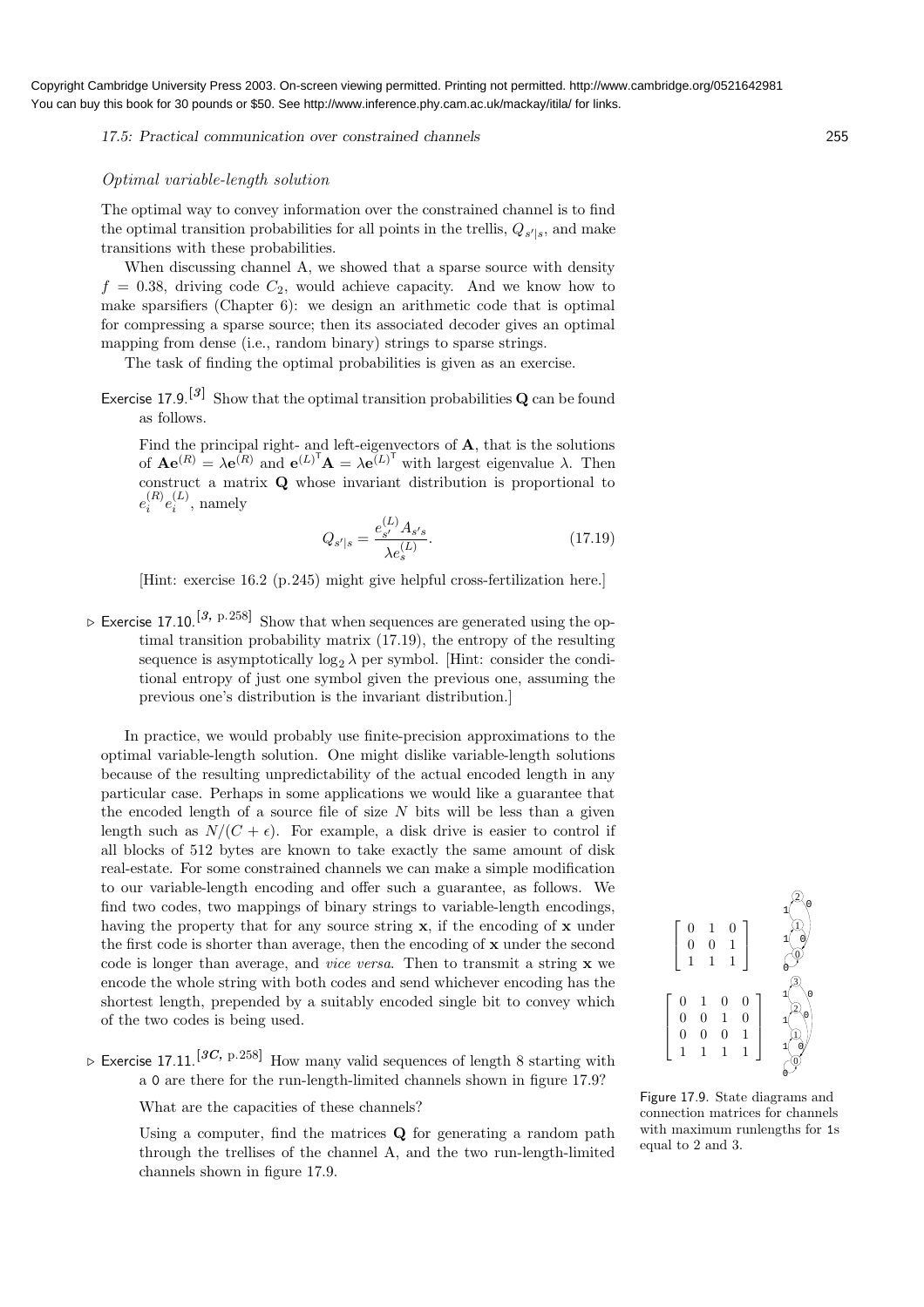Copyright Cambridge University Press 2003. On-screen viewing permitted. Printing not permitted. http://www.cambridge.org/0521642981
You can buy this book for 30 pounds or $50. See http://www.inference.phy.cam.ac.uk/mackay/itila/ for links.

*Optimal variable-length solution*

The optimal way to convey information over the constrained channel is to find the optimal transition probabilities for all points in the trellis, $Q_{s'|s}$, and make transitions with these probabilities.

When discussing channel A, we showed that a sparse source with density $f = 0.38$, driving code $C_2$, would achieve capacity. And we know how to make sparsifiers (Chapter 6): we design an arithmetic code that is optimal for compressing a sparse source; then its associated decoder gives an optimal mapping from dense (i.e., random binary) strings to sparse strings.

The task of finding the optimal probabilities is given as an exercise.

Exercise 17.9.[*3*] Show that the optimal transition probabilities $\mathbf{Q}$ can be found as follows.

Find the principal right- and left-eigenvectors of $\mathbf{A}$, that is the solutions of $\mathbf{A}\mathbf{e}^{(R)} = \lambda \mathbf{e}^{(R)}$ and $\mathbf{e}^{(L)\mathsf{T}}\mathbf{A} = \lambda \mathbf{e}^{(L)\mathsf{T}}$ with largest eigenvalue $\lambda$. Then construct a matrix $\mathbf{Q}$ whose invariant distribution is proportional to $e_i^{(R)} e_i^{(L)}$, namely

$$Q_{s'|s} = \frac{e_{s'}^{(L)} A_{s's}}{\lambda e_s^{(L)}}. \tag{17.19}$$

[Hint: exercise 16.2 (p.245) might give helpful cross-fertilization here.]

▷ Exercise 17.10.[*3, p.258*] Show that when sequences are generated using the optimal transition probability matrix (17.19), the entropy of the resulting sequence is asymptotically $\log_2 \lambda$ per symbol. [Hint: consider the conditional entropy of just one symbol given the previous one, assuming the previous one's distribution is the invariant distribution.]

In practice, we would probably use finite-precision approximations to the optimal variable-length solution. One might dislike variable-length solutions because of the resulting unpredictability of the actual encoded length in any particular case. Perhaps in some applications we would like a guarantee that the encoded length of a source file of size $N$ bits will be less than a given length such as $N/(C + \epsilon)$. For example, a disk drive is easier to control if all blocks of 512 bytes are known to take exactly the same amount of disk real-estate. For some constrained channels we can make a simple modification to our variable-length encoding and offer such a guarantee, as follows. We find two codes, two mappings of binary strings to variable-length encodings, having the property that for any source string $\mathbf{x}$, if the encoding of $\mathbf{x}$ under the first code is shorter than average, then the encoding of $\mathbf{x}$ under the second code is longer than average, and *vice versa*. Then to transmit a string $\mathbf{x}$ we encode the whole string with both codes and send whichever encoding has the shortest length, prepended by a suitably encoded single bit to convey which of the two codes is being used.

▷ Exercise 17.11.[*3C, p.258*] How many valid sequences of length 8 starting with a 0 are there for the run-length-limited channels shown in figure 17.9?

What are the capacities of these channels?

Using a computer, find the matrices $\mathbf{Q}$ for generating a random path through the trellises of the channel A, and the two run-length-limited channels shown in figure 17.9.

$$\begin{bmatrix} 0 & 1 & 0 \\ 0 & 0 & 1 \\ 1 & 1 & 1 \end{bmatrix}$$

$$\begin{bmatrix} 0 & 1 & 0 & 0 \\ 0 & 0 & 1 & 0 \\ 0 & 0 & 0 & 1 \\ 1 & 1 & 1 & 1 \end{bmatrix}$$

Figure 17.9. State diagrams and connection matrices for channels with maximum runlengths for 1s equal to 2 and 3.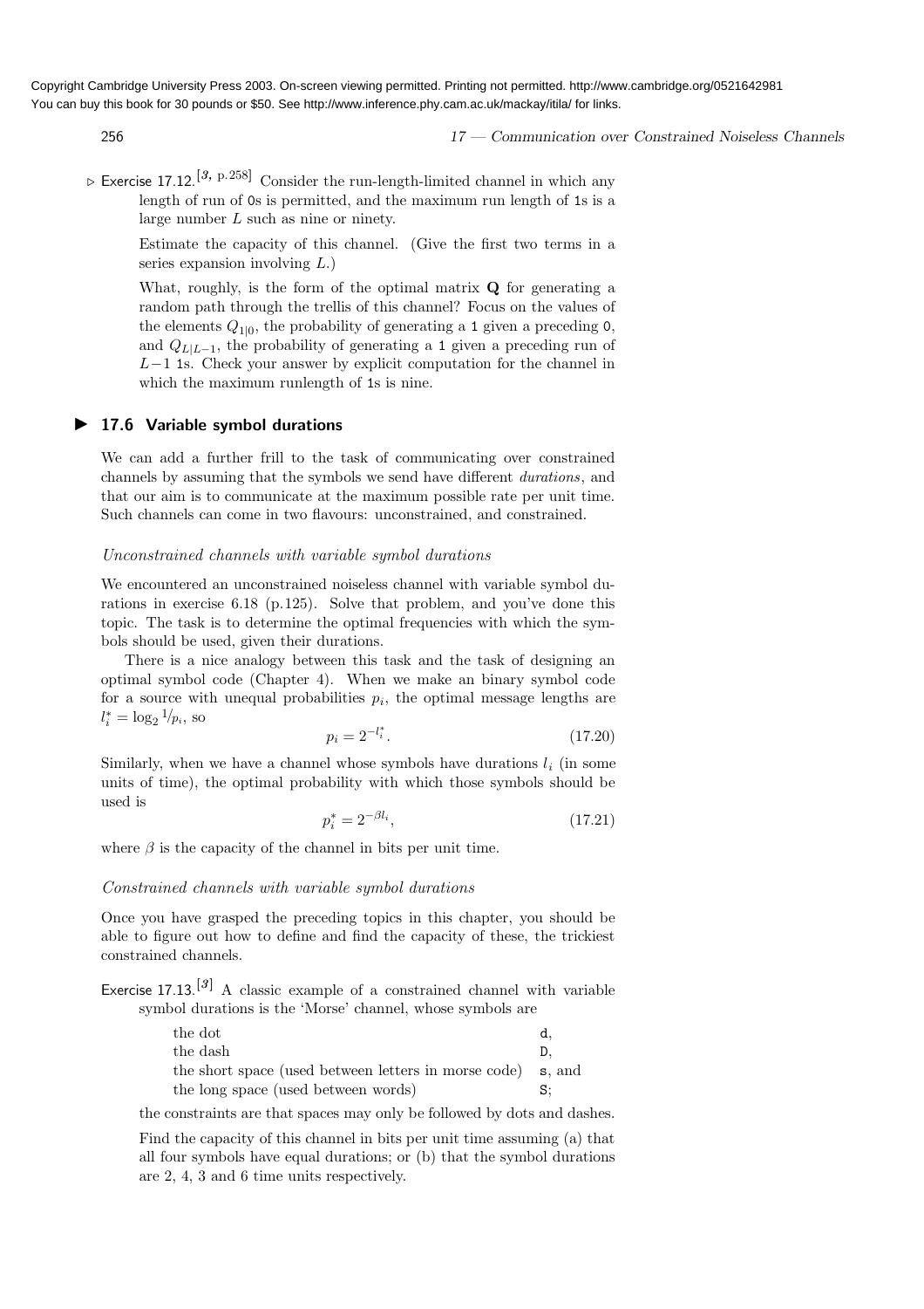▷ Exercise 17.12.[3, p.258] Consider the run-length-limited channel in which any length of run of 0s is permitted, and the maximum run length of 1s is a large number $L$ such as nine or ninety.

Estimate the capacity of this channel. (Give the first two terms in a series expansion involving $L$.)

What, roughly, is the form of the optimal matrix $\mathbf{Q}$ for generating a random path through the trellis of this channel? Focus on the values of the elements $Q_{1|0}$, the probability of generating a 1 given a preceding 0, and $Q_{L|L-1}$, the probability of generating a 1 given a preceding run of $L-1$ 1s. Check your answer by explicit computation for the channel in which the maximum runlength of 1s is nine.

## 17.6 Variable symbol durations

We can add a further frill to the task of communicating over constrained channels by assuming that the symbols we send have different *durations*, and that our aim is to communicate at the maximum possible rate per unit time. Such channels can come in two flavours: unconstrained, and constrained.

### *Unconstrained channels with variable symbol durations*

We encountered an unconstrained noiseless channel with variable symbol durations in exercise 6.18 (p.125). Solve that problem, and you've done this topic. The task is to determine the optimal frequencies with which the symbols should be used, given their durations.

There is a nice analogy between this task and the task of designing an optimal symbol code (Chapter 4). When we make an binary symbol code for a source with unequal probabilities $p_i$, the optimal message lengths are $l_i^* = \log_2 1/p_i$, so

$$p_i = 2^{-l_i^*}. \tag{17.20}$$

Similarly, when we have a channel whose symbols have durations $l_i$ (in some units of time), the optimal probability with which those symbols should be used is

$$p_i^* = 2^{-\beta l_i}, \tag{17.21}$$

where $\beta$ is the capacity of the channel in bits per unit time.

### *Constrained channels with variable symbol durations*

Once you have grasped the preceding topics in this chapter, you should be able to figure out how to define and find the capacity of these, the trickiest constrained channels.

Exercise 17.13.[3] A classic example of a constrained channel with variable symbol durations is the 'Morse' channel, whose symbols are

| | |
|---|---|
| the dot | d, |
| the dash | D, |
| the short space (used between letters in morse code) | s, and |
| the long space (used between words) | S; |

the constraints are that spaces may only be followed by dots and dashes.

Find the capacity of this channel in bits per unit time assuming (a) that all four symbols have equal durations; or (b) that the symbol durations are 2, 4, 3 and 6 time units respectively.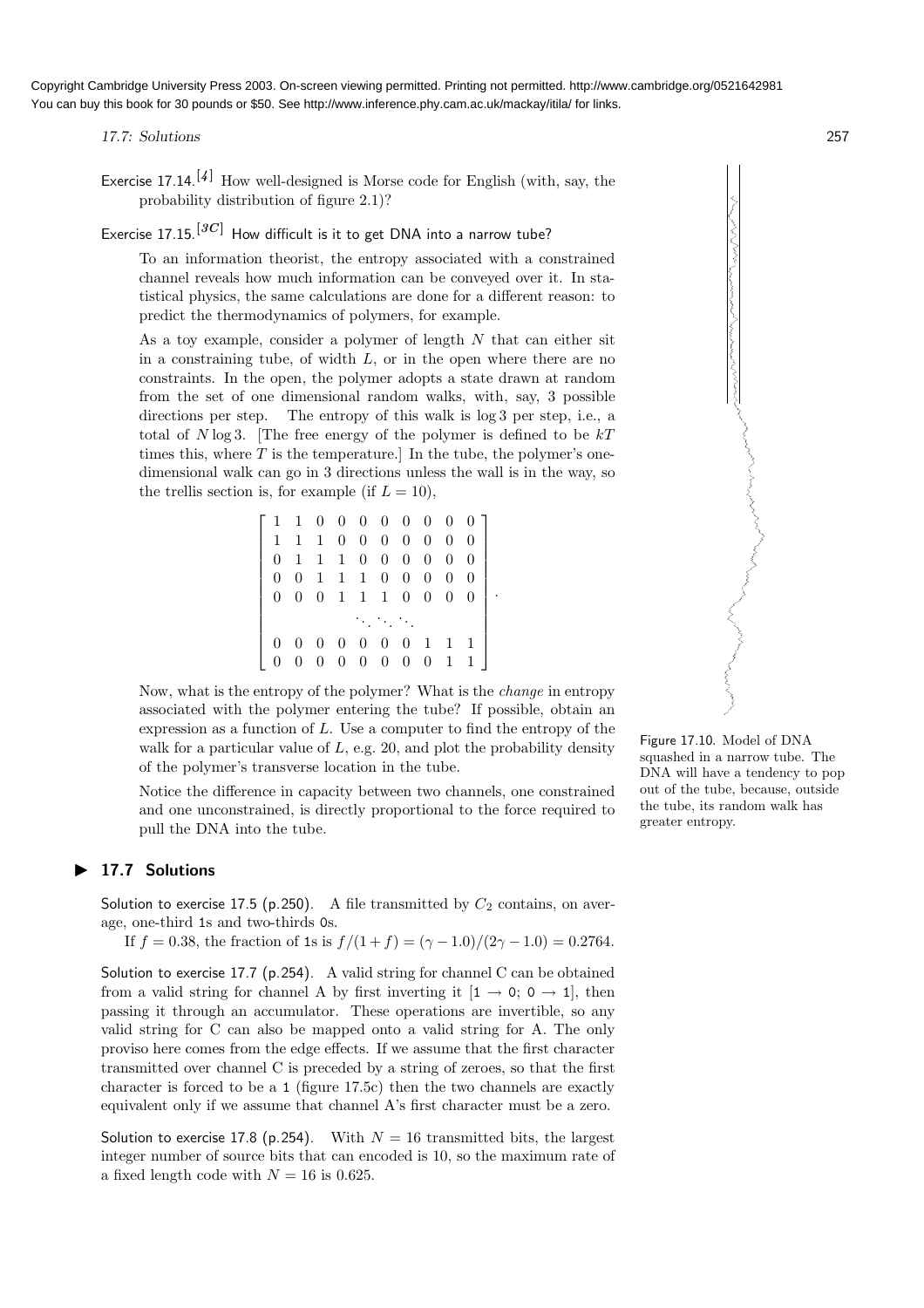Copyright Cambridge University Press 2003. On-screen viewing permitted. Printing not permitted. http://www.cambridge.org/0521642981
You can buy this book for 30 pounds or $50. See http://www.inference.phy.cam.ac.uk/mackay/itila/ for links.

Exercise 17.14.[4] How well-designed is Morse code for English (with, say, the probability distribution of figure 2.1)?

Exercise 17.15.[3C] How difficult is it to get DNA into a narrow tube?

To an information theorist, the entropy associated with a constrained channel reveals how much information can be conveyed over it. In statistical physics, the same calculations are done for a different reason: to predict the thermodynamics of polymers, for example.

As a toy example, consider a polymer of length $N$ that can either sit in a constraining tube, of width $L$, or in the open where there are no constraints. In the open, the polymer adopts a state drawn at random from the set of one dimensional random walks, with, say, 3 possible directions per step. The entropy of this walk is $\log 3$ per step, i.e., a total of $N \log 3$. [The free energy of the polymer is defined to be $kT$ times this, where $T$ is the temperature.] In the tube, the polymer's one-dimensional walk can go in 3 directions unless the wall is in the way, so the trellis section is, for example (if $L = 10$),

$$\begin{bmatrix} 1 & 1 & 0 & 0 & 0 & 0 & 0 & 0 & 0 & 0 \\ 1 & 1 & 1 & 0 & 0 & 0 & 0 & 0 & 0 & 0 \\ 0 & 1 & 1 & 1 & 0 & 0 & 0 & 0 & 0 & 0 \\ 0 & 0 & 1 & 1 & 1 & 0 & 0 & 0 & 0 & 0 \\ 0 & 0 & 0 & 1 & 1 & 1 & 0 & 0 & 0 & 0 \\ & & & & \ddots & \ddots & \ddots & & & \\ 0 & 0 & 0 & 0 & 0 & 0 & 0 & 1 & 1 & 1 \\ 0 & 0 & 0 & 0 & 0 & 0 & 0 & 0 & 1 & 1 \end{bmatrix}.$$

Now, what is the entropy of the polymer? What is the *change* in entropy associated with the polymer entering the tube? If possible, obtain an expression as a function of $L$. Use a computer to find the entropy of the walk for a particular value of $L$, e.g. 20, and plot the probability density of the polymer's transverse location in the tube.

Notice the difference in capacity between two channels, one constrained and one unconstrained, is directly proportional to the force required to pull the DNA into the tube.

Figure 17.10. Model of DNA squashed in a narrow tube. The DNA will have a tendency to pop out of the tube, because, outside the tube, its random walk has greater entropy.

## ▶ 17.7 Solutions

Solution to exercise 17.5 (p.250). A file transmitted by $C_2$ contains, on average, one-third 1s and two-thirds 0s.

If $f = 0.38$, the fraction of 1s is $f/(1 + f) = (\gamma - 1.0)/(2\gamma - 1.0) = 0.2764$.

Solution to exercise 17.7 (p.254). A valid string for channel C can be obtained from a valid string for channel A by first inverting it [1 → 0; 0 → 1], then passing it through an accumulator. These operations are invertible, so any valid string for C can also be mapped onto a valid string for A. The only proviso here comes from the edge effects. If we assume that the first character transmitted over channel C is preceded by a string of zeroes, so that the first character is forced to be a 1 (figure 17.5c) then the two channels are exactly equivalent only if we assume that channel A's first character must be a zero.

Solution to exercise 17.8 (p.254). With $N = 16$ transmitted bits, the largest integer number of source bits that can encoded is 10, so the maximum rate of a fixed length code with $N = 16$ is 0.625.